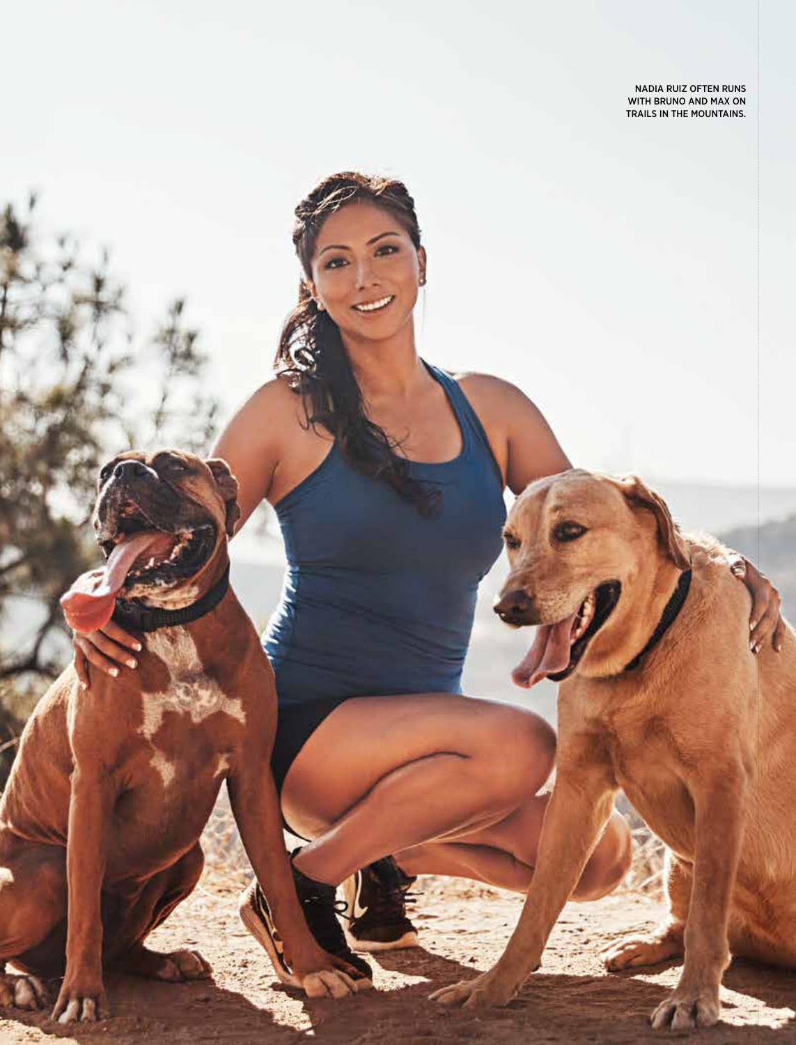NADIA RUIZ OFTEN RUNS WITH BRUNO AND MAX ON TRAILS IN THE MOUNTAINS.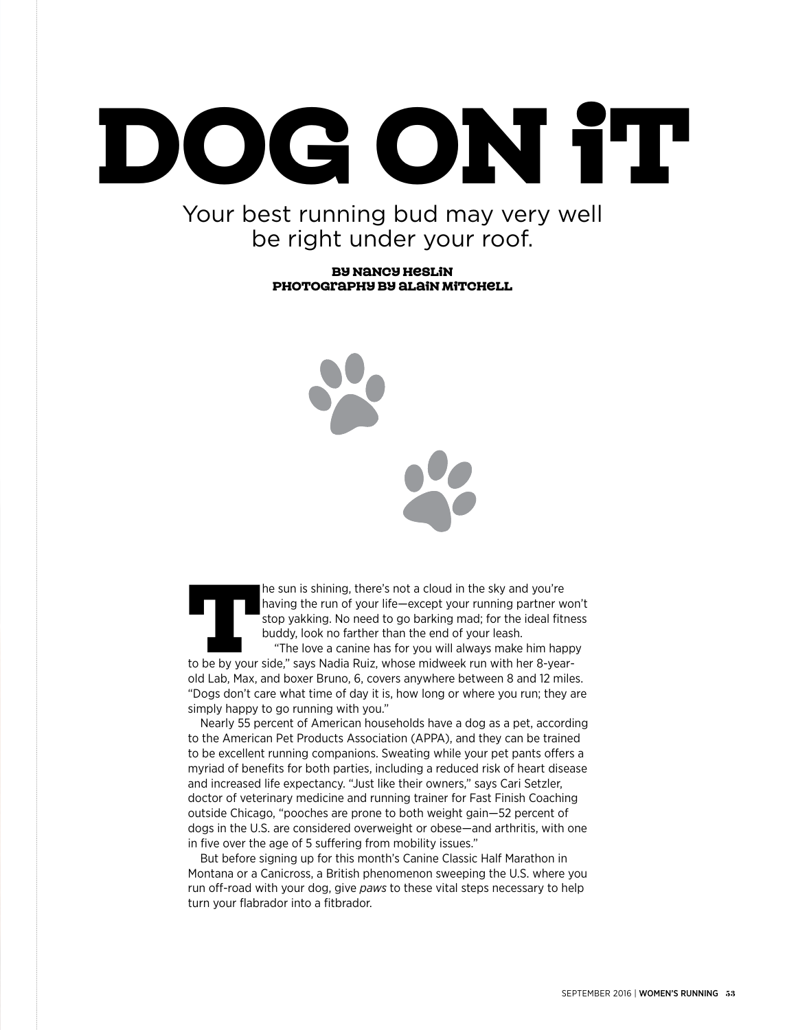# DOG ON iT

Your best running bud may very well be right under your roof.

**BY NANCY HESLIN**
**PHOTOGRAPHY BY ALAIN MITCHELL**

The sun is shining, there's not a cloud in the sky and you're having the run of your life—except your running partner won't stop yakking. No need to go barking mad; for the ideal fitness buddy, look no farther than the end of your leash.

"The love a canine has for you will always make him happy to be by your side," says Nadia Ruiz, whose midweek run with her 8-year-old Lab, Max, and boxer Bruno, 6, covers anywhere between 8 and 12 miles. "Dogs don't care what time of day it is, how long or where you run; they are simply happy to go running with you."

Nearly 55 percent of American households have a dog as a pet, according to the American Pet Products Association (APPA), and they can be trained to be excellent running companions. Sweating while your pet pants offers a myriad of benefits for both parties, including a reduced risk of heart disease and increased life expectancy. "Just like their owners," says Cari Setzler, doctor of veterinary medicine and running trainer for Fast Finish Coaching outside Chicago, "pooches are prone to both weight gain—52 percent of dogs in the U.S. are considered overweight or obese—and arthritis, with one in five over the age of 5 suffering from mobility issues."

But before signing up for this month's Canine Classic Half Marathon in Montana or a Canicross, a British phenomenon sweeping the U.S. where you run off-road with your dog, give *paws* to these vital steps necessary to help turn your flabrador into a fitbrador.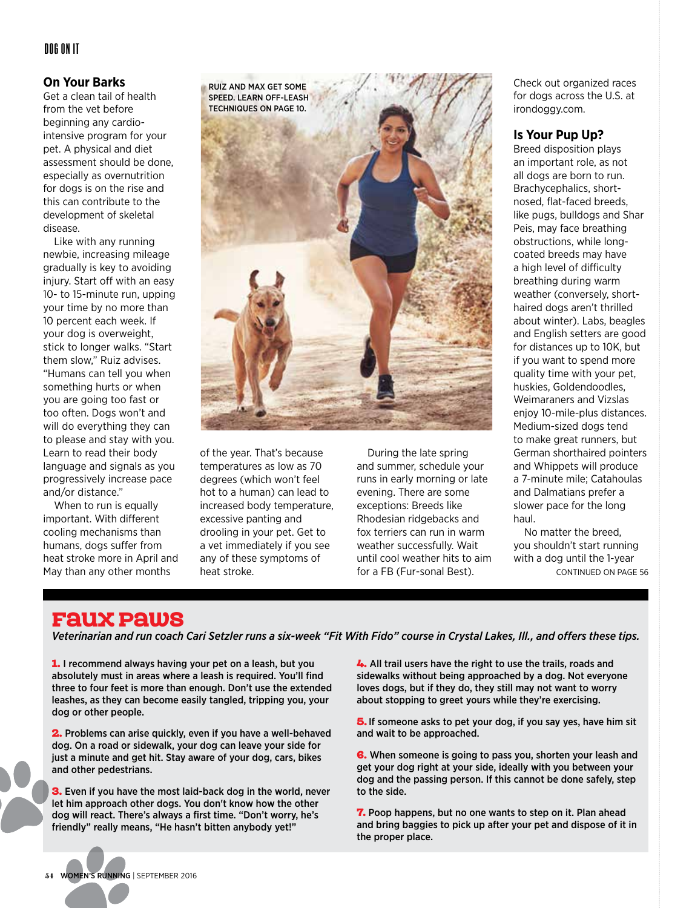## On Your Barks

Get a clean tail of health from the vet before beginning any cardio-intensive program for your pet. A physical and diet assessment should be done, especially as overnutrition for dogs is on the rise and this can contribute to the development of skeletal disease.

Like with any running newbie, increasing mileage gradually is key to avoiding injury. Start off with an easy 10- to 15-minute run, upping your time by no more than 10 percent each week. If your dog is overweight, stick to longer walks. "Start them slow," Ruiz advises. "Humans can tell you when something hurts or when you are going too fast or too often. Dogs won't and will do everything they can to please and stay with you. Learn to read their body language and signals as you progressively increase pace and/or distance."

When to run is equally important. With different cooling mechanisms than humans, dogs suffer from heat stroke more in April and May than any other months of the year. That's because temperatures as low as 70 degrees (which won't feel hot to a human) can lead to increased body temperature, excessive panting and drooling in your pet. Get to a vet immediately if you see any of these symptoms of heat stroke.

RUIZ AND MAX GET SOME SPEED. LEARN OFF-LEASH TECHNIQUES ON PAGE 10.

During the late spring and summer, schedule your runs in early morning or late evening. There are some exceptions: Breeds like Rhodesian ridgebacks and fox terriers can run in warm weather successfully. Wait until cool weather hits to aim for a FB (Fur-sonal Best).

Check out organized races for dogs across the U.S. at irondoggy.com.

## Is Your Pup Up?

Breed disposition plays an important role, as not all dogs are born to run. Brachycephalics, short-nosed, flat-faced breeds, like pugs, bulldogs and Shar Peis, may face breathing obstructions, while long-coated breeds may have a high level of difficulty breathing during warm weather (conversely, short-haired dogs aren't thrilled about winter). Labs, beagles and English setters are good for distances up to 10K, but if you want to spend more quality time with your pet, huskies, Goldendoodles, Weimaraners and Vizslas enjoy 10-mile-plus distances. Medium-sized dogs tend to make great runners, but German shorthaired pointers and Whippets will produce a 7-minute mile; Catahoulas and Dalmatians prefer a slower pace for the long haul.

No matter the breed, you shouldn't start running with a dog until the 1-year

CONTINUED ON PAGE 56

## Faux Paws

*Veterinarian and run coach Cari Setzler runs a six-week "Fit With Fido" course in Crystal Lakes, Ill., and offers these tips.*

**1.** I recommend always having your pet on a leash, but you absolutely must in areas where a leash is required. You'll find three to four feet is more than enough. Don't use the extended leashes, as they can become easily tangled, tripping you, your dog or other people.

**2.** Problems can arise quickly, even if you have a well-behaved dog. On a road or sidewalk, your dog can leave your side for just a minute and get hit. Stay aware of your dog, cars, bikes and other pedestrians.

**3.** Even if you have the most laid-back dog in the world, never let him approach other dogs. You don't know how the other dog will react. There's always a first time. "Don't worry, he's friendly" really means, "He hasn't bitten anybody yet!"

**4.** All trail users have the right to use the trails, roads and sidewalks without being approached by a dog. Not everyone loves dogs, but if they do, they still may not want to worry about stopping to greet yours while they're exercising.

**5.** If someone asks to pet your dog, if you say yes, have him sit and wait to be approached.

**6.** When someone is going to pass you, shorten your leash and get your dog right at your side, ideally with you between your dog and the passing person. If this cannot be done safely, step to the side.

**7.** Poop happens, but no one wants to step on it. Plan ahead and bring baggies to pick up after your pet and dispose of it in the proper place.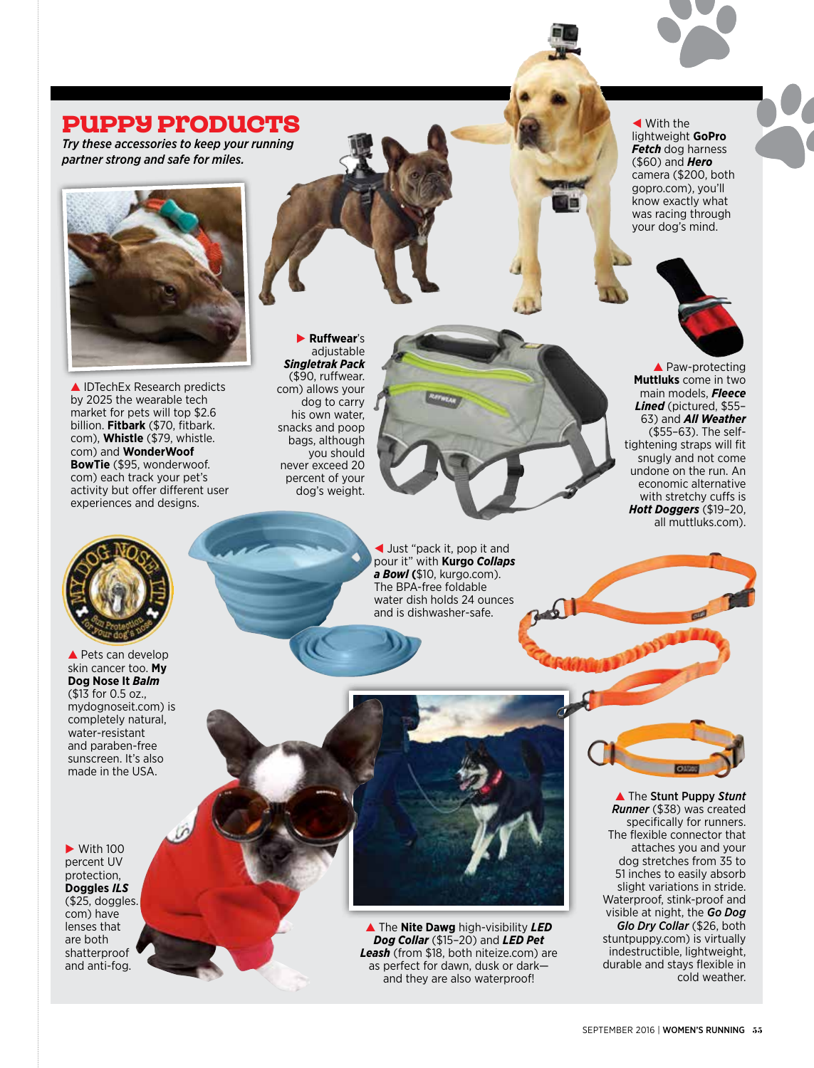# PUPPY PRODUCTS

*Try these accessories to keep your running partner strong and safe for miles.*

▲ IDTechEx Research predicts by 2025 the wearable tech market for pets will top $2.6 billion. **Fitbark** ($70, fitbark.com), **Whistle** ($79, whistle.com) and **WonderWoof BowTie** ($95, wonderwoof.com) each track your pet's activity but offer different user experiences and designs.

▶ **Ruffwear**'s adjustable ***Singletrak Pack*** ($90, ruffwear.com) allows your dog to carry his own water, snacks and poop bags, although you should never exceed 20 percent of your dog's weight.

◀ With the lightweight **GoPro *Fetch*** dog harness ($60) and ***Hero*** camera ($200, both gopro.com), you'll know exactly what was racing through your dog's mind.

▲ Paw-protecting **Muttluks** come in two main models, ***Fleece Lined*** (pictured, $55–63) and ***All Weather*** ($55–63). The self-tightening straps will fit snugly and not come undone on the run. An economic alternative with stretchy cuffs is ***Hott Doggers*** ($19–20, all muttluks.com).

▲ Pets can develop skin cancer too. **My Dog Nose It *Balm*** ($13 for 0.5 oz., mydognoseit.com) is completely natural, water-resistant and paraben-free sunscreen. It's also made in the USA.

◀ Just "pack it, pop it and pour it" with **Kurgo *Collapsa Bowl*** ($10, kurgo.com). The BPA-free foldable water dish holds 24 ounces and is dishwasher-safe.

▶ With 100 percent UV protection, **Doggles *ILS*** ($25, doggles.com) have lenses that are both shatterproof and anti-fog.

▲ The **Nite Dawg** high-visibility ***LED Dog Collar*** ($15–20) and ***LED Pet Leash*** (from $18, both niteize.com) are as perfect for dawn, dusk or dark—and they are also waterproof!

▲ The **Stunt Puppy *Stunt Runner*** ($38) was created specifically for runners. The flexible connector that attaches you and your dog stretches from 35 to 51 inches to easily absorb slight variations in stride. Waterproof, stink-proof and visible at night, the ***Go Dog Glo Dry Collar*** ($26, both stuntpuppy.com) is virtually indestructible, lightweight, durable and stays flexible in cold weather.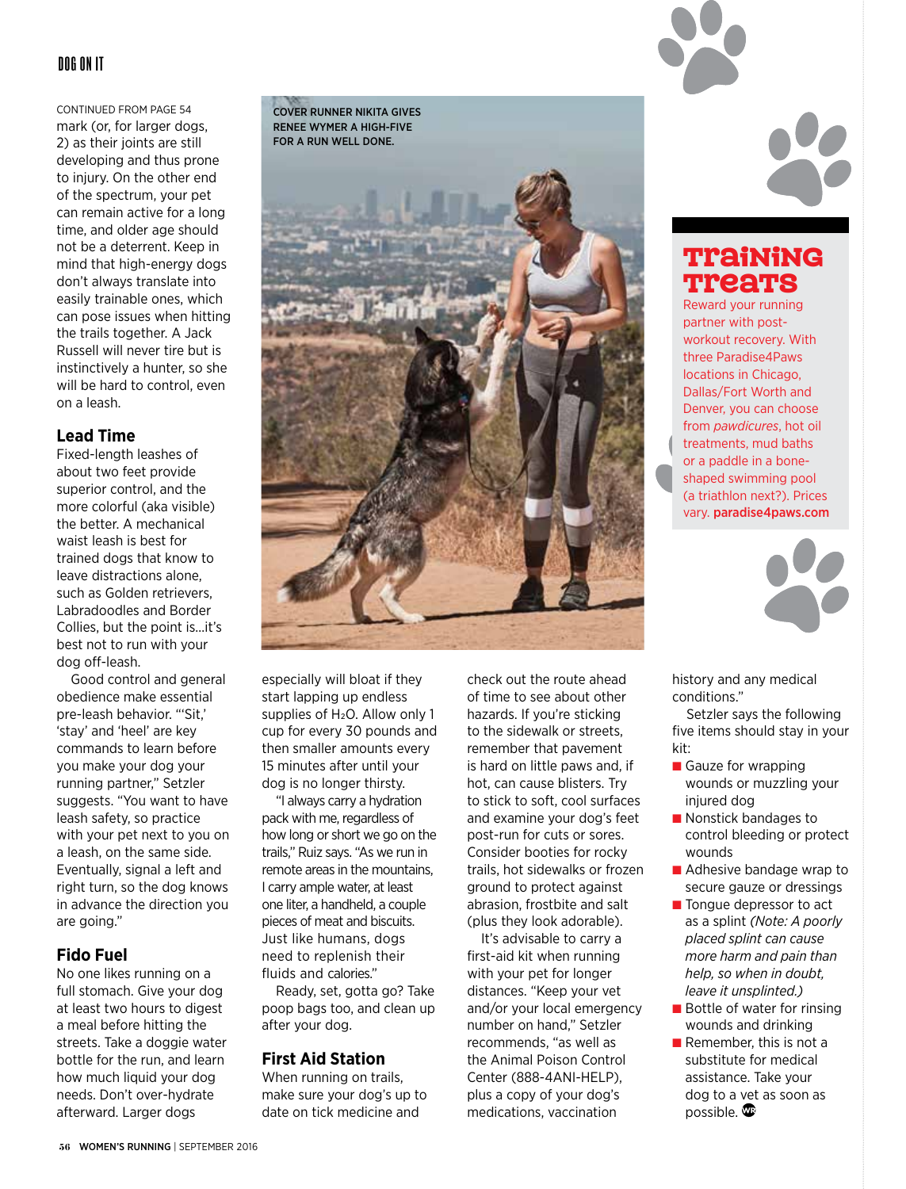CONTINUED FROM PAGE 54

mark (or, for larger dogs, 2) as their joints are still developing and thus prone to injury. On the other end of the spectrum, your pet can remain active for a long time, and older age should not be a deterrent. Keep in mind that high-energy dogs don't always translate into easily trainable ones, which can pose issues when hitting the trails together. A Jack Russell will never tire but is instinctively a hunter, so she will be hard to control, even on a leash.

### Lead Time

Fixed-length leashes of about two feet provide superior control, and the more colorful (aka visible) the better. A mechanical waist leash is best for trained dogs that know to leave distractions alone, such as Golden retrievers, Labradoodles and Border Collies, but the point is…it's best not to run with your dog off-leash.

Good control and general obedience make essential pre-leash behavior. "'Sit,' 'stay' and 'heel' are key commands to learn before you make your dog your running partner," Setzler suggests. "You want to have leash safety, so practice with your pet next to you on a leash, on the same side. Eventually, signal a left and right turn, so the dog knows in advance the direction you are going."

### Fido Fuel

No one likes running on a full stomach. Give your dog at least two hours to digest a meal before hitting the streets. Take a doggie water bottle for the run, and learn how much liquid your dog needs. Don't over-hydrate afterward. Larger dogs especially will bloat if they start lapping up endless supplies of $H_2O$. Allow only 1 cup for every 30 pounds and then smaller amounts every 15 minutes after until your dog is no longer thirsty.

"I always carry a hydration pack with me, regardless of how long or short we go on the trails," Ruiz says. "As we run in remote areas in the mountains, I carry ample water, at least one liter, a handheld, a couple pieces of meat and biscuits. Just like humans, dogs need to replenish their fluids and calories."

Ready, set, gotta go? Take poop bags too, and clean up after your dog.

### First Aid Station

When running on trails, make sure your dog's up to date on tick medicine and check out the route ahead of time to see about other hazards. If you're sticking to the sidewalk or streets, remember that pavement is hard on little paws and, if hot, can cause blisters. Try to stick to soft, cool surfaces and examine your dog's feet post-run for cuts or sores. Consider booties for rocky trails, hot sidewalks or frozen ground to protect against abrasion, frostbite and salt (plus they look adorable).

It's advisable to carry a first-aid kit when running with your pet for longer distances. "Keep your vet and/or your local emergency number on hand," Setzler recommends, "as well as the Animal Poison Control Center (888-4ANI-HELP), plus a copy of your dog's medications, vaccination history and any medical conditions."

Setzler says the following five items should stay in your kit:

- Gauze for wrapping wounds or muzzling your injured dog
- Nonstick bandages to control bleeding or protect wounds
- Adhesive bandage wrap to secure gauze or dressings
- Tongue depressor to act as a splint *(Note: A poorly placed splint can cause more harm and pain than help, so when in doubt, leave it unsplinted.)*
- Bottle of water for rinsing wounds and drinking
- Remember, this is not a substitute for medical assistance. Take your dog to a vet as soon as possible.

COVER RUNNER NIKITA GIVES RENEE WYMER A HIGH-FIVE FOR A RUN WELL DONE.

## Training Treats

Reward your running partner with post-workout recovery. With three Paradise4Paws locations in Chicago, Dallas/Fort Worth and Denver, you can choose from *pawdicures*, hot oil treatments, mud baths or a paddle in a bone-shaped swimming pool (a triathlon next?). Prices vary. **paradise4paws.com**